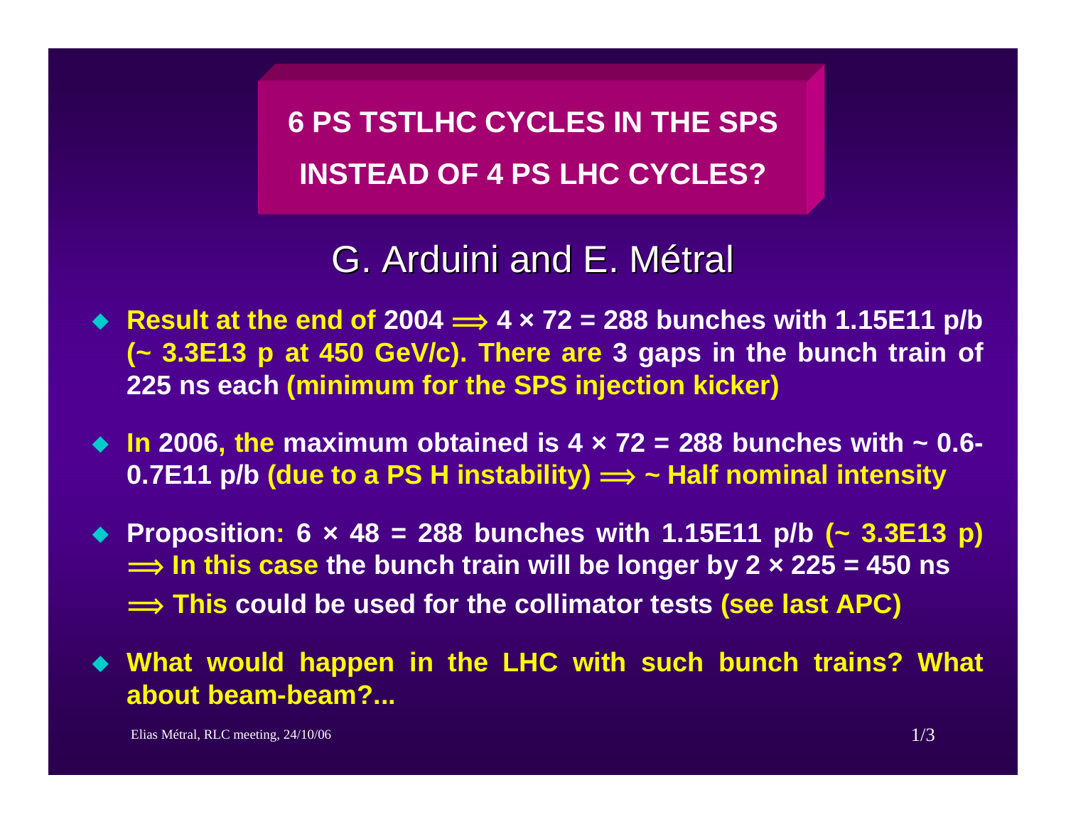# 6 PS TSTLHC CYCLES IN THE SPS INSTEAD OF 4 PS LHC CYCLES?

## G. Arduini and E. Métral

- **Result at the end of 2004 $\Longrightarrow$ 4 × 72 = 288 bunches with 1.15E11 p/b (~ 3.3E13 p at 450 GeV/c). There are 3 gaps in the bunch train of 225 ns each (minimum for the SPS injection kicker)**
- **In 2006, the maximum obtained is 4 × 72 = 288 bunches with ~ 0.6-0.7E11 p/b (due to a PS H instability) $\Longrightarrow$ ~ Half nominal intensity**
- **Proposition: 6 × 48 = 288 bunches with 1.15E11 p/b (~ 3.3E13 p)**
  **$\Longrightarrow$ In this case the bunch train will be longer by 2 × 225 = 450 ns**
  **$\Longrightarrow$ This could be used for the collimator tests (see last APC)**
- **What would happen in the LHC with such bunch trains? What about beam-beam?...**

Elias Métral, RLC meeting, 24/10/06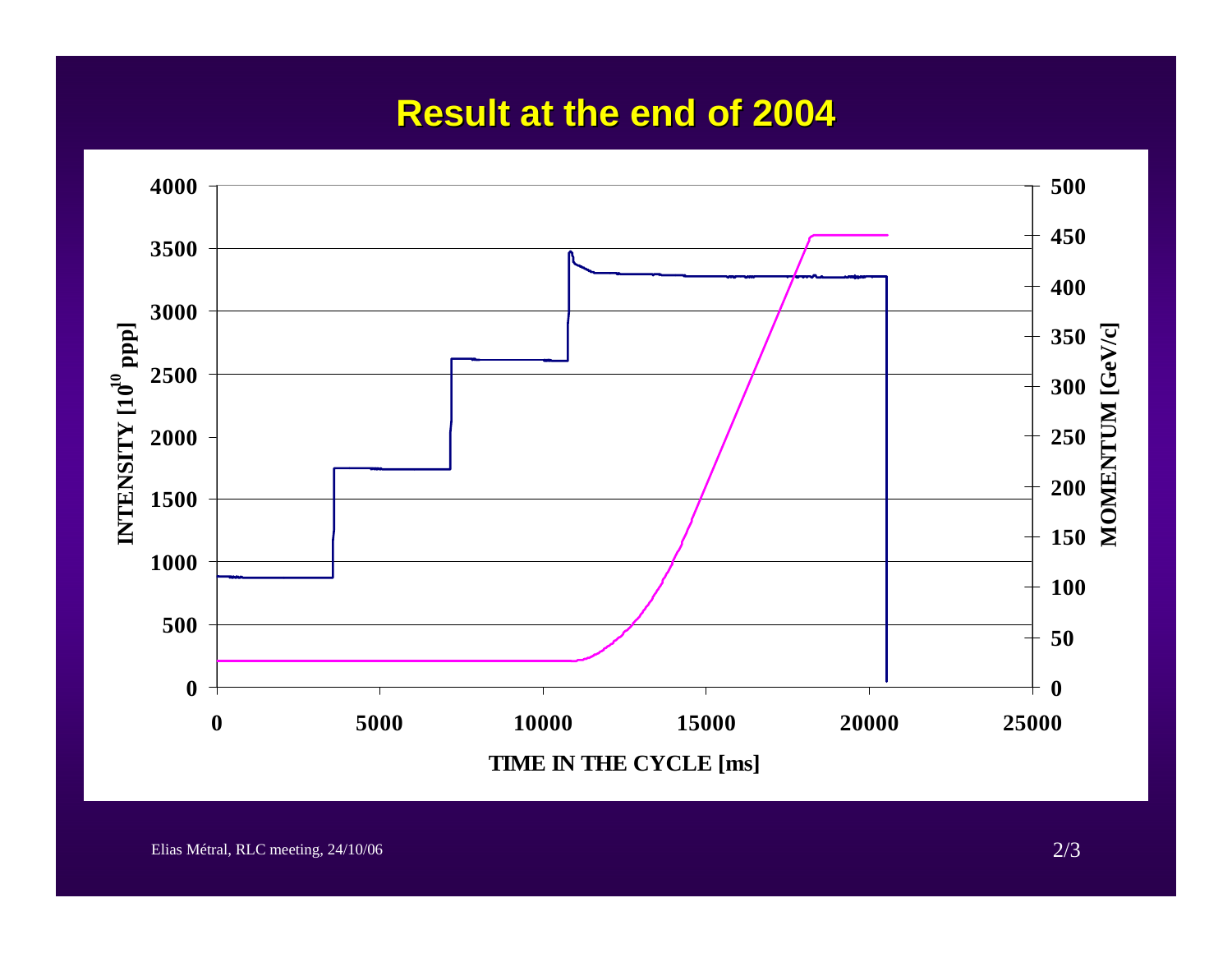# Result at the end of 2004

INTENSITY [$10^{10}$ ppp]

4000
3500
3000
2500
2000
1500
1000
500
0

MOMENTUM [GeV/c]

500
450
400
350
300
250
200
150
100
50
0

0 5000 10000 15000 20000 25000

TIME IN THE CYCLE [ms]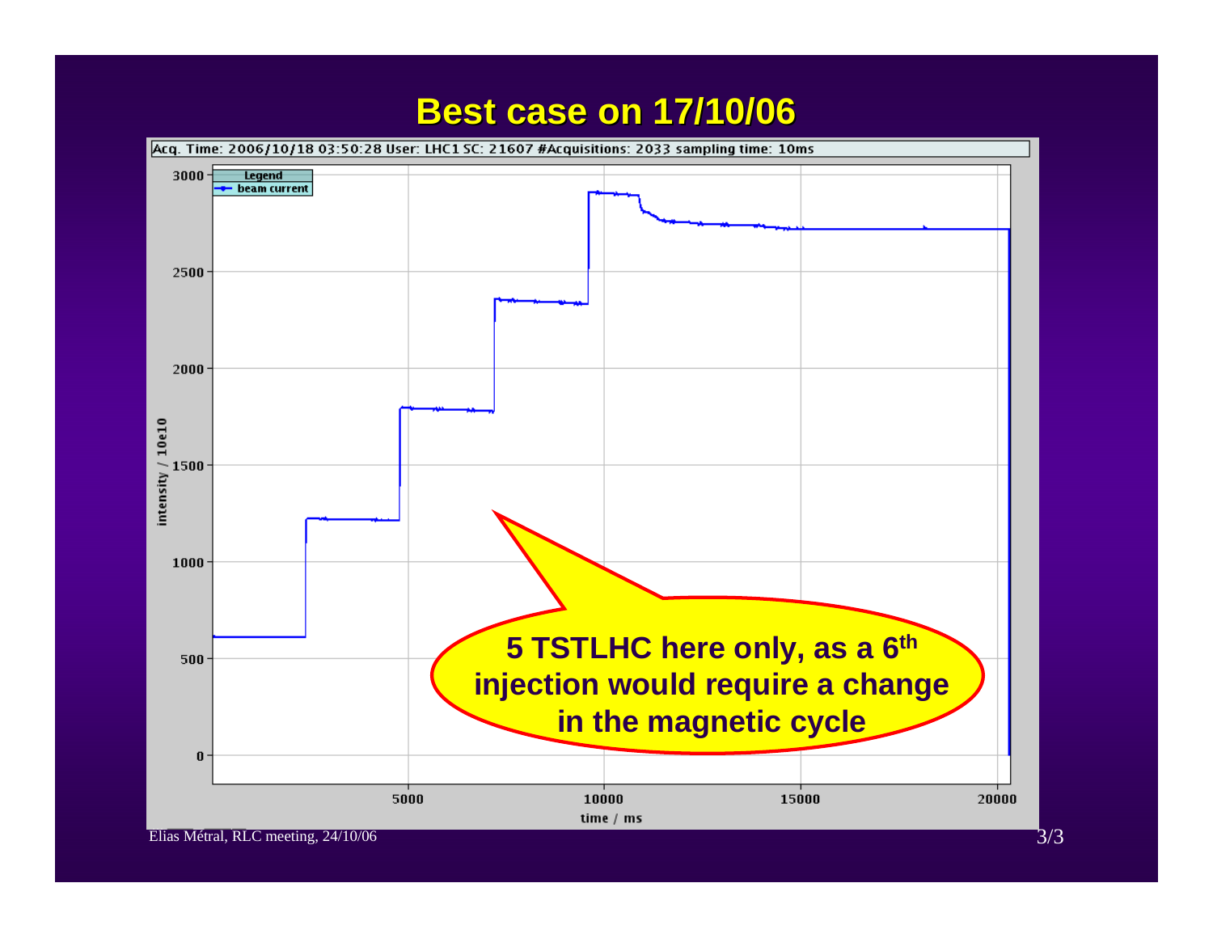# Best case on 17/10/06

Acq. Time: 2006/10/18 03:50:28 User: LHC1 SC: 21607 #Acquisitions: 2033 sampling time: 10ms

Legend
beam current

intensity / 10e10

3000
2500
2000
1500
1000
500
0

5000
10000
15000
20000

time / ms

5 TSTLHC here only, as a 6th injection would require a change in the magnetic cycle

Elias Métral, RLC meeting, 24/10/06